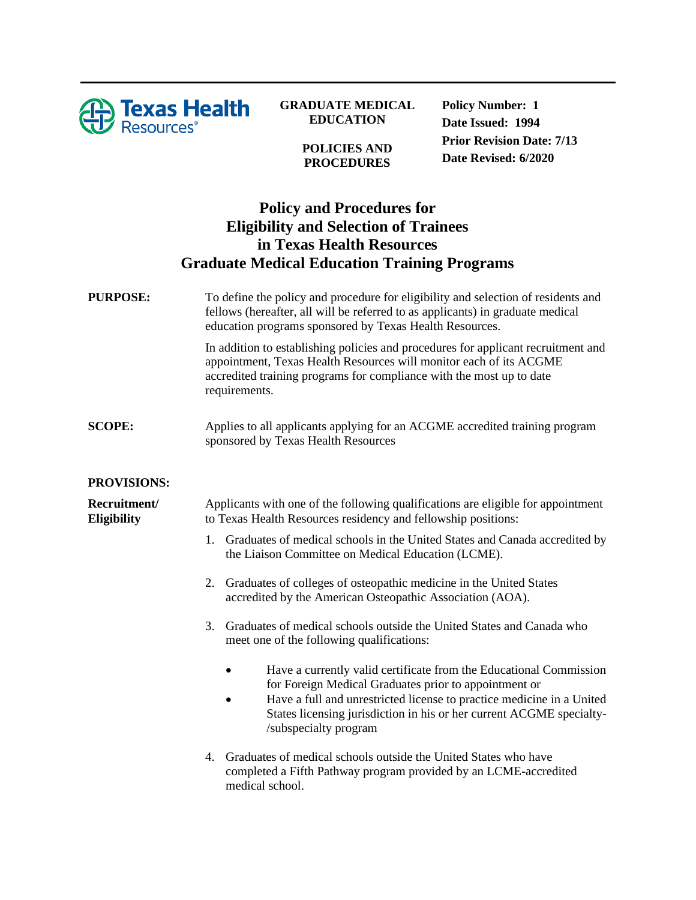GRADUATE MEDICAL EDUCATION

POLICIES AND PROCEDURES

**Policy Number: 1**
**Date Issued: 1994**
**Prior Revision Date: 7/13**
**Date Revised: 6/2020**

# Policy and Procedures for Eligibility and Selection of Trainees in Texas Health Resources Graduate Medical Education Training Programs

**PURPOSE:**

To define the policy and procedure for eligibility and selection of residents and fellows (hereafter, all will be referred to as applicants) in graduate medical education programs sponsored by Texas Health Resources.

In addition to establishing policies and procedures for applicant recruitment and appointment, Texas Health Resources will monitor each of its ACGME accredited training programs for compliance with the most up to date requirements.

**SCOPE:**

Applies to all applicants applying for an ACGME accredited training program sponsored by Texas Health Resources

**PROVISIONS:**

**Recruitment/ Eligibility**

Applicants with one of the following qualifications are eligible for appointment to Texas Health Resources residency and fellowship positions:

1. Graduates of medical schools in the United States and Canada accredited by the Liaison Committee on Medical Education (LCME).

2. Graduates of colleges of osteopathic medicine in the United States accredited by the American Osteopathic Association (AOA).

3. Graduates of medical schools outside the United States and Canada who meet one of the following qualifications:

   - Have a currently valid certificate from the Educational Commission for Foreign Medical Graduates prior to appointment or
   - Have a full and unrestricted license to practice medicine in a United States licensing jurisdiction in his or her current ACGME specialty-/subspecialty program

4. Graduates of medical schools outside the United States who have completed a Fifth Pathway program provided by an LCME-accredited medical school.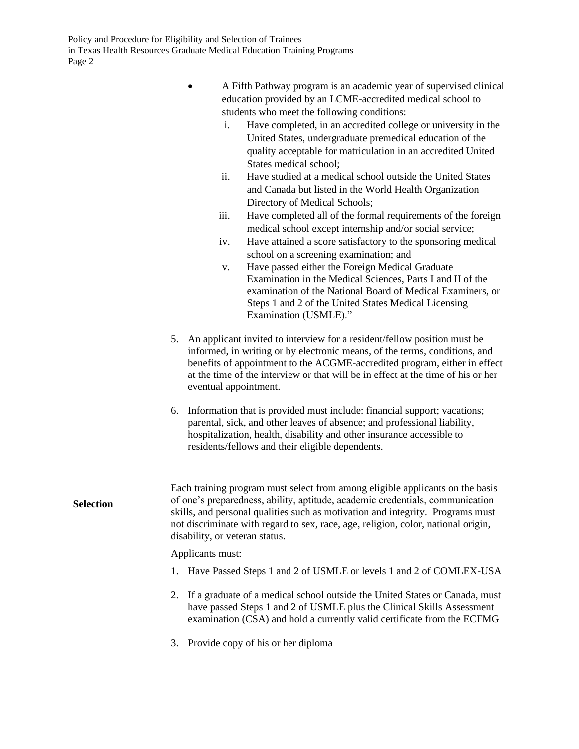- A Fifth Pathway program is an academic year of supervised clinical education provided by an LCME-accredited medical school to students who meet the following conditions:
   i. Have completed, in an accredited college or university in the United States, undergraduate premedical education of the quality acceptable for matriculation in an accredited United States medical school;
   ii. Have studied at a medical school outside the United States and Canada but listed in the World Health Organization Directory of Medical Schools;
   iii. Have completed all of the formal requirements of the foreign medical school except internship and/or social service;
   iv. Have attained a score satisfactory to the sponsoring medical school on a screening examination; and
   v. Have passed either the Foreign Medical Graduate Examination in the Medical Sciences, Parts I and II of the examination of the National Board of Medical Examiners, or Steps 1 and 2 of the United States Medical Licensing Examination (USMLE)."

5. An applicant invited to interview for a resident/fellow position must be informed, in writing or by electronic means, of the terms, conditions, and benefits of appointment to the ACGME-accredited program, either in effect at the time of the interview or that will be in effect at the time of his or her eventual appointment.

6. Information that is provided must include: financial support; vacations; parental, sick, and other leaves of absence; and professional liability, hospitalization, health, disability and other insurance accessible to residents/fellows and their eligible dependents.

**Selection**

Each training program must select from among eligible applicants on the basis of one's preparedness, ability, aptitude, academic credentials, communication skills, and personal qualities such as motivation and integrity. Programs must not discriminate with regard to sex, race, age, religion, color, national origin, disability, or veteran status.

Applicants must:

1. Have Passed Steps 1 and 2 of USMLE or levels 1 and 2 of COMLEX-USA

2. If a graduate of a medical school outside the United States or Canada, must have passed Steps 1 and 2 of USMLE plus the Clinical Skills Assessment examination (CSA) and hold a currently valid certificate from the ECFMG

3. Provide copy of his or her diploma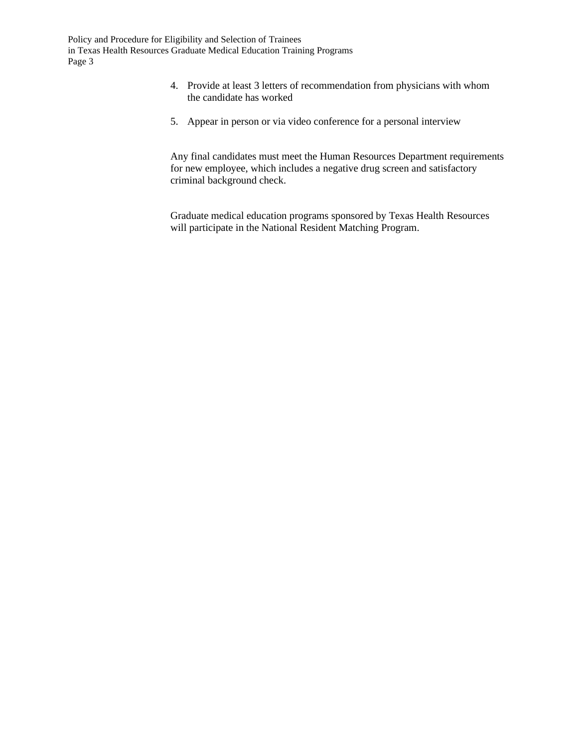4. Provide at least 3 letters of recommendation from physicians with whom the candidate has worked

5. Appear in person or via video conference for a personal interview

Any final candidates must meet the Human Resources Department requirements for new employee, which includes a negative drug screen and satisfactory criminal background check.

Graduate medical education programs sponsored by Texas Health Resources will participate in the National Resident Matching Program.